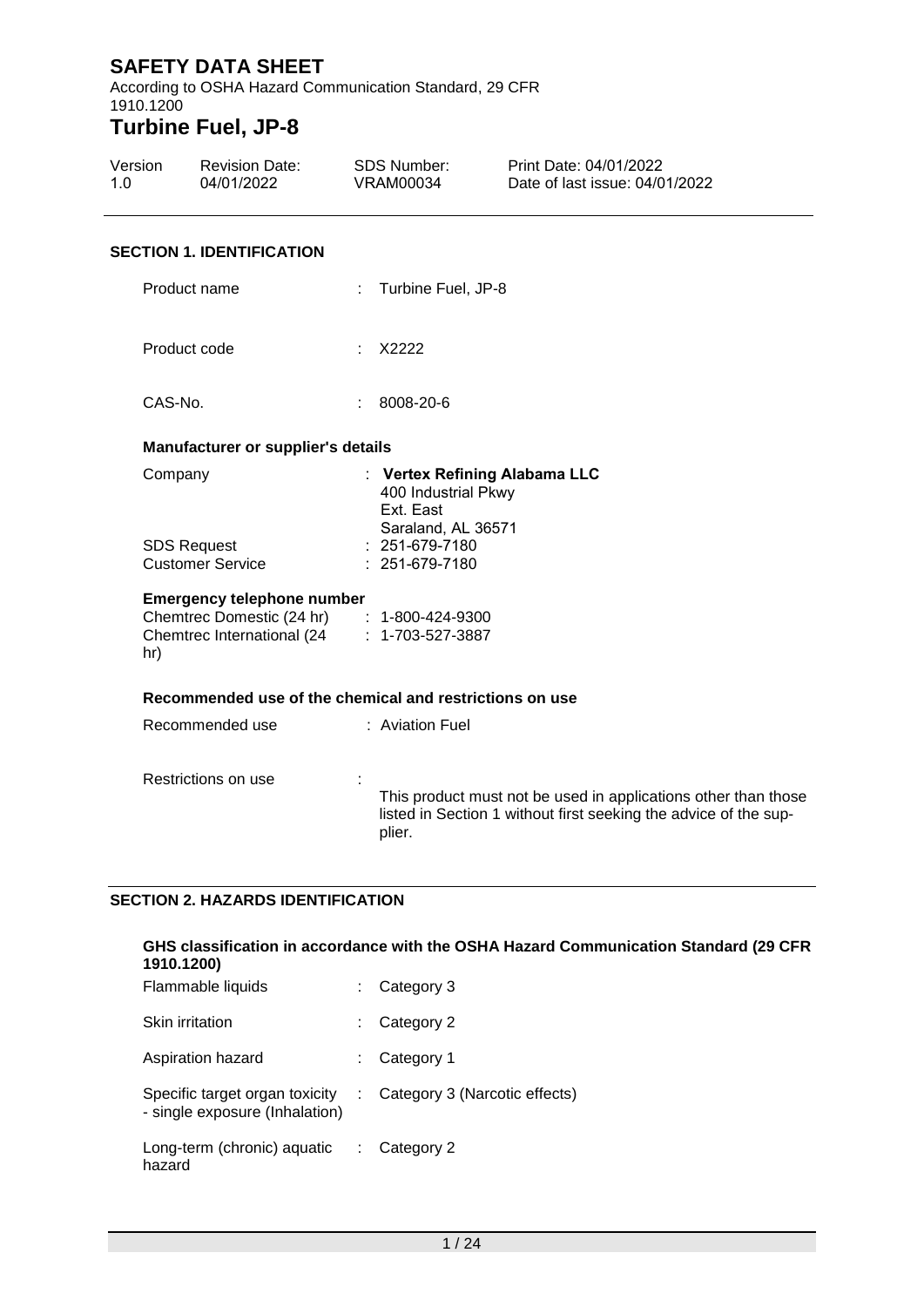# SAFETY DATA SHEET

According to OSHA Hazard Communication Standard, 29 CFR 1910.1200

# Turbine Fuel, JP-8

| Version | Revision Date: | SDS Number: | Print Date: 04/01/2022 |
|---|---|---|---|
| 1.0 | 04/01/2022 | VRAM00034 | Date of last issue: 04/01/2022 |

## SECTION 1. IDENTIFICATION

Product name : Turbine Fuel, JP-8

Product code : X2222

CAS-No. : 8008-20-6

### Manufacturer or supplier's details

Company : **Vertex Refining Alabama LLC**
400 Industrial Pkwy
Ext. East
Saraland, AL 36571

SDS Request : 251-679-7180

Customer Service : 251-679-7180

### Emergency telephone number

Chemtrec Domestic (24 hr) : 1-800-424-9300

Chemtrec International (24 hr) : 1-703-527-3887

### Recommended use of the chemical and restrictions on use

Recommended use : Aviation Fuel

Restrictions on use : This product must not be used in applications other than those listed in Section 1 without first seeking the advice of the supplier.

## SECTION 2. HAZARDS IDENTIFICATION

### GHS classification in accordance with the OSHA Hazard Communication Standard (29 CFR 1910.1200)

Flammable liquids : Category 3

Skin irritation : Category 2

Aspiration hazard : Category 1

Specific target organ toxicity - single exposure (Inhalation) : Category 3 (Narcotic effects)

Long-term (chronic) aquatic hazard : Category 2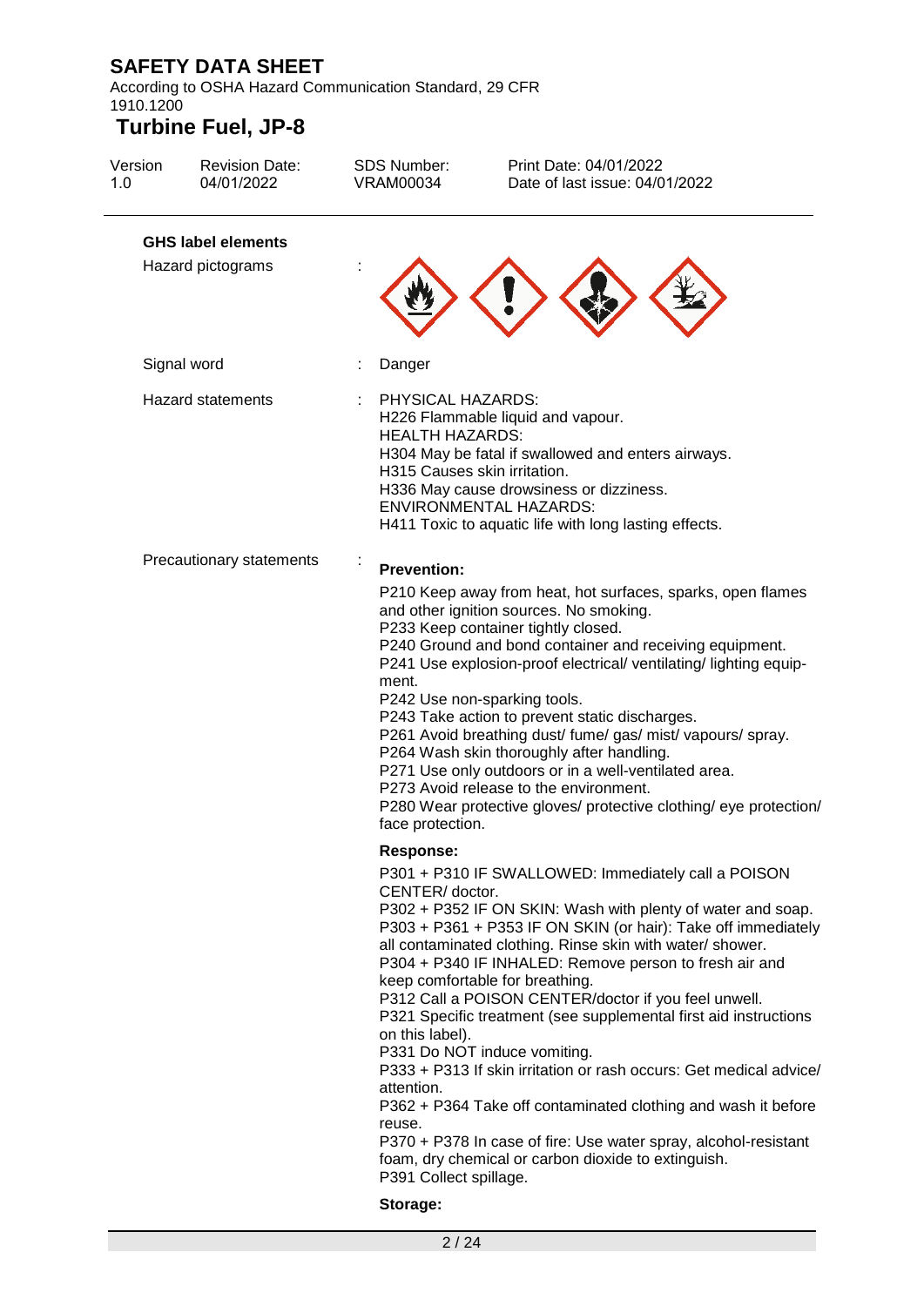### GHS label elements

| | | |
|---|---|---|
| Hazard pictograms | : | |
| Signal word | : | Danger |
| Hazard statements | : | PHYSICAL HAZARDS:<br>H226 Flammable liquid and vapour.<br>HEALTH HAZARDS:<br>H304 May be fatal if swallowed and enters airways.<br>H315 Causes skin irritation.<br>H336 May cause drowsiness or dizziness.<br>ENVIRONMENTAL HAZARDS:<br>H411 Toxic to aquatic life with long lasting effects. |

Precautionary statements :

**Prevention:**

P210 Keep away from heat, hot surfaces, sparks, open flames and other ignition sources. No smoking.
P233 Keep container tightly closed.
P240 Ground and bond container and receiving equipment.
P241 Use explosion-proof electrical/ ventilating/ lighting equipment.
P242 Use non-sparking tools.
P243 Take action to prevent static discharges.
P261 Avoid breathing dust/ fume/ gas/ mist/ vapours/ spray.
P264 Wash skin thoroughly after handling.
P271 Use only outdoors or in a well-ventilated area.
P273 Avoid release to the environment.
P280 Wear protective gloves/ protective clothing/ eye protection/ face protection.

**Response:**

P301 + P310 IF SWALLOWED: Immediately call a POISON CENTER/ doctor.
P302 + P352 IF ON SKIN: Wash with plenty of water and soap.
P303 + P361 + P353 IF ON SKIN (or hair): Take off immediately all contaminated clothing. Rinse skin with water/ shower.
P304 + P340 IF INHALED: Remove person to fresh air and keep comfortable for breathing.
P312 Call a POISON CENTER/doctor if you feel unwell.
P321 Specific treatment (see supplemental first aid instructions on this label).
P331 Do NOT induce vomiting.
P333 + P313 If skin irritation or rash occurs: Get medical advice/ attention.
P362 + P364 Take off contaminated clothing and wash it before reuse.
P370 + P378 In case of fire: Use water spray, alcohol-resistant foam, dry chemical or carbon dioxide to extinguish.
P391 Collect spillage.

**Storage:**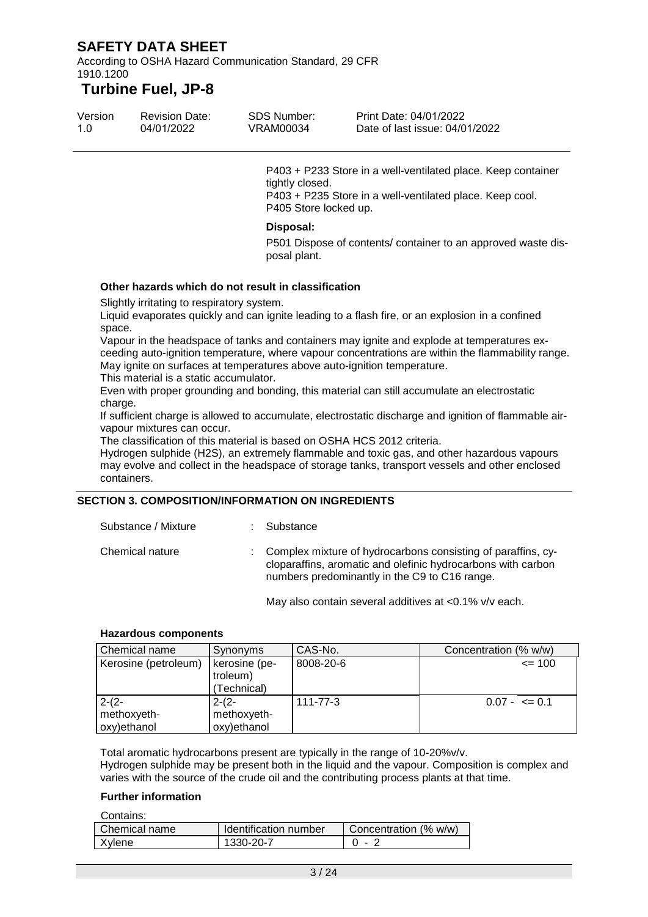P403 + P233 Store in a well-ventilated place. Keep container tightly closed.
P403 + P235 Store in a well-ventilated place. Keep cool.
P405 Store locked up.

**Disposal:**

P501 Dispose of contents/ container to an approved waste disposal plant.

**Other hazards which do not result in classification**

Slightly irritating to respiratory system.
Liquid evaporates quickly and can ignite leading to a flash fire, or an explosion in a confined space.
Vapour in the headspace of tanks and containers may ignite and explode at temperatures exceeding auto-ignition temperature, where vapour concentrations are within the flammability range.
May ignite on surfaces at temperatures above auto-ignition temperature.
This material is a static accumulator.
Even with proper grounding and bonding, this material can still accumulate an electrostatic charge.
If sufficient charge is allowed to accumulate, electrostatic discharge and ignition of flammable air-vapour mixtures can occur.
The classification of this material is based on OSHA HCS 2012 criteria.
Hydrogen sulphide ($H_2S$), an extremely flammable and toxic gas, and other hazardous vapours may evolve and collect in the headspace of storage tanks, transport vessels and other enclosed containers.

## SECTION 3. COMPOSITION/INFORMATION ON INGREDIENTS

Substance / Mixture : Substance

Chemical nature : Complex mixture of hydrocarbons consisting of paraffins, cycloparaffins, aromatic and olefinic hydrocarbons with carbon numbers predominantly in the C9 to C16 range.

May also contain several additives at <0.1% v/v each.

**Hazardous components**

| Chemical name | Synonyms | CAS-No. | Concentration (% w/w) |
|---|---|---|---|
| Kerosine (petroleum) | kerosine (petroleum) (Technical) | 8008-20-6 | <= 100 |
| 2-(2-methoxyethoxy)ethanol | 2-(2-methoxyethoxy)ethanol | 111-77-3 | 0.07 - <= 0.1 |

Total aromatic hydrocarbons present are typically in the range of 10-20%v/v.
Hydrogen sulphide may be present both in the liquid and the vapour. Composition is complex and varies with the source of the crude oil and the contributing process plants at that time.

**Further information**

Contains:

| Chemical name | Identification number | Concentration (% w/w) |
|---|---|---|
| Xylene | 1330-20-7 | 0 - 2 |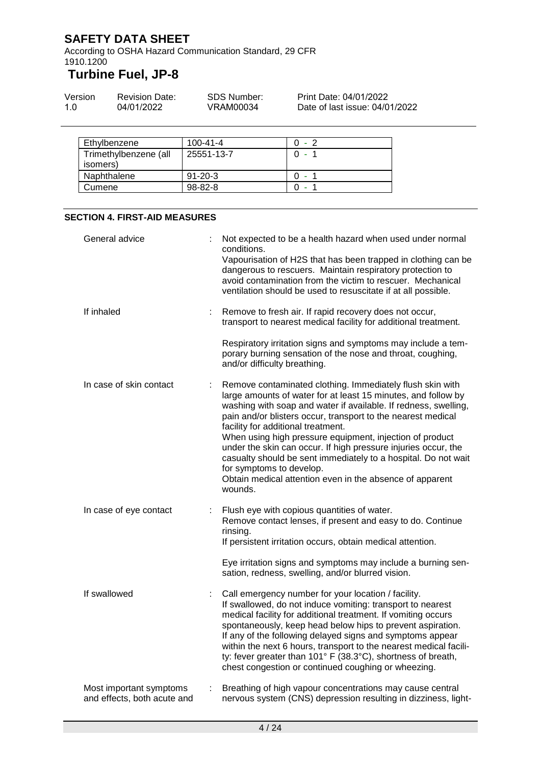| Ethylbenzene | 100-41-4 | 0 - 2 |
|---|---|---|
| Trimethylbenzene (all isomers) | 25551-13-7 | 0 - 1 |
| Naphthalene | 91-20-3 | 0 - 1 |
| Cumene | 98-82-8 | 0 - 1 |

## SECTION 4. FIRST-AID MEASURES

General advice : Not expected to be a health hazard when used under normal conditions.
Vapourisation of H2S that has been trapped in clothing can be dangerous to rescuers. Maintain respiratory protection to avoid contamination from the victim to rescuer. Mechanical ventilation should be used to resuscitate if at all possible.

If inhaled : Remove to fresh air. If rapid recovery does not occur, transport to nearest medical facility for additional treatment.

Respiratory irritation signs and symptoms may include a temporary burning sensation of the nose and throat, coughing, and/or difficulty breathing.

In case of skin contact : Remove contaminated clothing. Immediately flush skin with large amounts of water for at least 15 minutes, and follow by washing with soap and water if available. If redness, swelling, pain and/or blisters occur, transport to the nearest medical facility for additional treatment.
When using high pressure equipment, injection of product under the skin can occur. If high pressure injuries occur, the casualty should be sent immediately to a hospital. Do not wait for symptoms to develop.
Obtain medical attention even in the absence of apparent wounds.

In case of eye contact : Flush eye with copious quantities of water.
Remove contact lenses, if present and easy to do. Continue rinsing.
If persistent irritation occurs, obtain medical attention.

Eye irritation signs and symptoms may include a burning sensation, redness, swelling, and/or blurred vision.

If swallowed : Call emergency number for your location / facility.
If swallowed, do not induce vomiting: transport to nearest medical facility for additional treatment. If vomiting occurs spontaneously, keep head below hips to prevent aspiration.
If any of the following delayed signs and symptoms appear within the next 6 hours, transport to the nearest medical facility: fever greater than 101° F (38.3°C), shortness of breath, chest congestion or continued coughing or wheezing.

Most important symptoms and effects, both acute and : Breathing of high vapour concentrations may cause central nervous system (CNS) depression resulting in dizziness, light-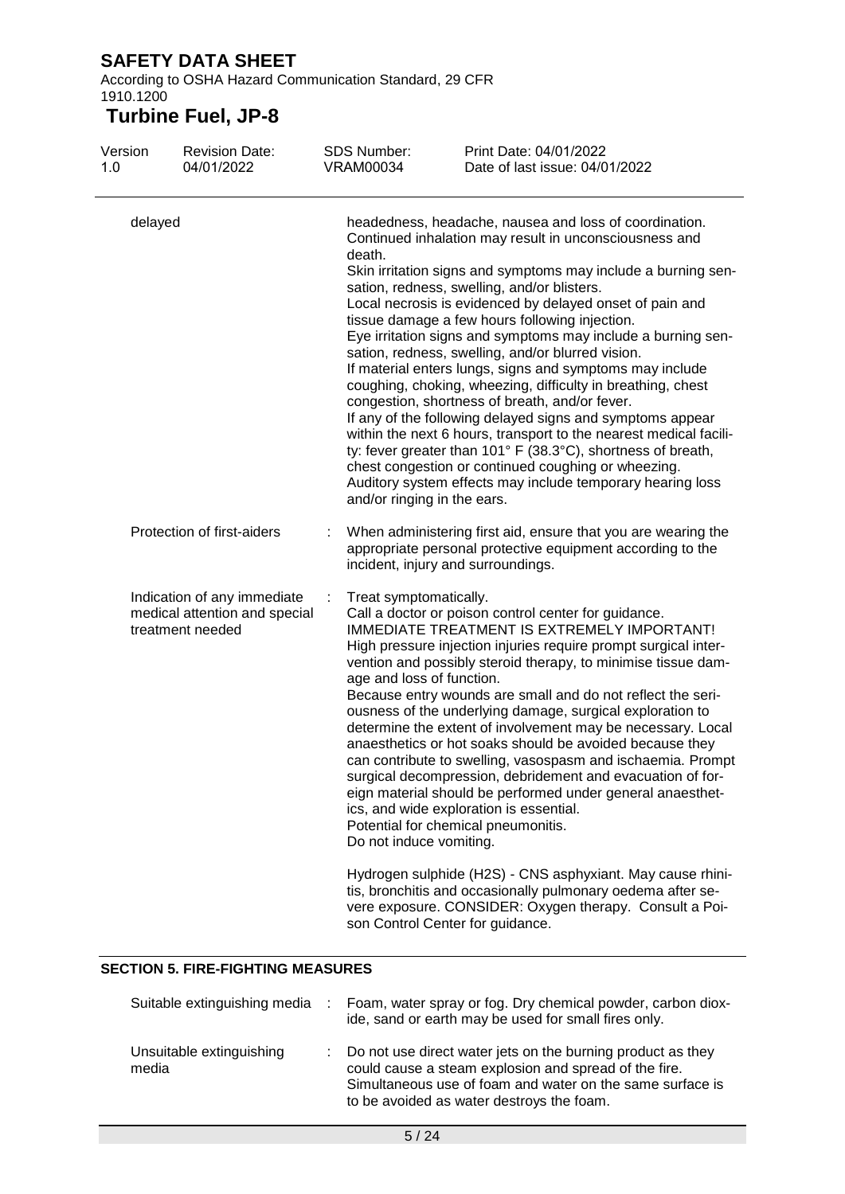| | | |
|---|---|---|
| delayed | | headedness, headache, nausea and loss of coordination. Continued inhalation may result in unconsciousness and death.<br>Skin irritation signs and symptoms may include a burning sensation, redness, swelling, and/or blisters.<br>Local necrosis is evidenced by delayed onset of pain and tissue damage a few hours following injection.<br>Eye irritation signs and symptoms may include a burning sensation, redness, swelling, and/or blurred vision.<br>If material enters lungs, signs and symptoms may include coughing, choking, wheezing, difficulty in breathing, chest congestion, shortness of breath, and/or fever.<br>If any of the following delayed signs and symptoms appear within the next 6 hours, transport to the nearest medical facility: fever greater than 101° F (38.3°C), shortness of breath, chest congestion or continued coughing or wheezing.<br>Auditory system effects may include temporary hearing loss and/or ringing in the ears. |
| Protection of first-aiders | : | When administering first aid, ensure that you are wearing the appropriate personal protective equipment according to the incident, injury and surroundings. |
| Indication of any immediate medical attention and special treatment needed | : | Treat symptomatically.<br>Call a doctor or poison control center for guidance.<br>IMMEDIATE TREATMENT IS EXTREMELY IMPORTANT!<br>High pressure injection injuries require prompt surgical intervention and possibly steroid therapy, to minimise tissue damage and loss of function.<br>Because entry wounds are small and do not reflect the seriousness of the underlying damage, surgical exploration to determine the extent of involvement may be necessary. Local anaesthetics or hot soaks should be avoided because they can contribute to swelling, vasospasm and ischaemia. Prompt surgical decompression, debridement and evacuation of foreign material should be performed under general anaesthetics, and wide exploration is essential.<br>Potential for chemical pneumonitis.<br>Do not induce vomiting.<br><br>Hydrogen sulphide (H2S) - CNS asphyxiant. May cause rhinitis, bronchitis and occasionally pulmonary oedema after severe exposure. CONSIDER: Oxygen therapy. Consult a Poison Control Center for guidance. |

## SECTION 5. FIRE-FIGHTING MEASURES

| | | |
|---|---|---|
| Suitable extinguishing media | : | Foam, water spray or fog. Dry chemical powder, carbon dioxide, sand or earth may be used for small fires only. |
| Unsuitable extinguishing media | : | Do not use direct water jets on the burning product as they could cause a steam explosion and spread of the fire. Simultaneous use of foam and water on the same surface is to be avoided as water destroys the foam. |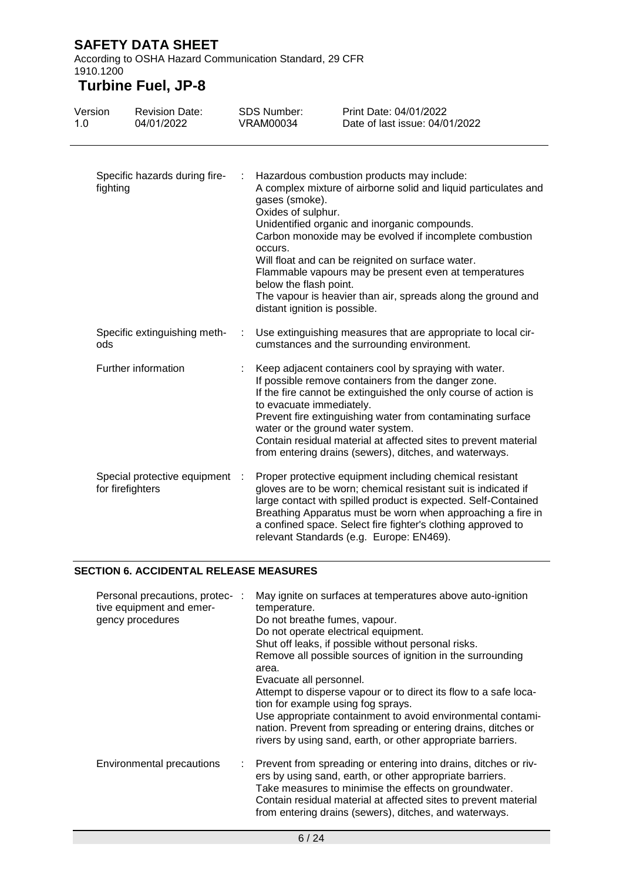| | | |
|---|---|---|
| Specific hazards during fire-fighting | : | Hazardous combustion products may include:<br>A complex mixture of airborne solid and liquid particulates and gases (smoke).<br>Oxides of sulphur.<br>Unidentified organic and inorganic compounds.<br>Carbon monoxide may be evolved if incomplete combustion occurs.<br>Will float and can be reignited on surface water.<br>Flammable vapours may be present even at temperatures below the flash point.<br>The vapour is heavier than air, spreads along the ground and distant ignition is possible. |
| Specific extinguishing methods | : | Use extinguishing measures that are appropriate to local circumstances and the surrounding environment. |
| Further information | : | Keep adjacent containers cool by spraying with water.<br>If possible remove containers from the danger zone.<br>If the fire cannot be extinguished the only course of action is to evacuate immediately.<br>Prevent fire extinguishing water from contaminating surface water or the ground water system.<br>Contain residual material at affected sites to prevent material from entering drains (sewers), ditches, and waterways. |
| Special protective equipment for firefighters | : | Proper protective equipment including chemical resistant gloves are to be worn; chemical resistant suit is indicated if large contact with spilled product is expected. Self-Contained Breathing Apparatus must be worn when approaching a fire in a confined space. Select fire fighter's clothing approved to relevant Standards (e.g. Europe: EN469). |

## SECTION 6. ACCIDENTAL RELEASE MEASURES

| | | |
|---|---|---|
| Personal precautions, protective equipment and emergency procedures | : | May ignite on surfaces at temperatures above auto-ignition temperature.<br>Do not breathe fumes, vapour.<br>Do not operate electrical equipment.<br>Shut off leaks, if possible without personal risks.<br>Remove all possible sources of ignition in the surrounding area.<br>Evacuate all personnel.<br>Attempt to disperse vapour or to direct its flow to a safe location for example using fog sprays.<br>Use appropriate containment to avoid environmental contamination. Prevent from spreading or entering drains, ditches or rivers by using sand, earth, or other appropriate barriers. |
| Environmental precautions | : | Prevent from spreading or entering into drains, ditches or rivers by using sand, earth, or other appropriate barriers.<br>Take measures to minimise the effects on groundwater.<br>Contain residual material at affected sites to prevent material from entering drains (sewers), ditches, and waterways. |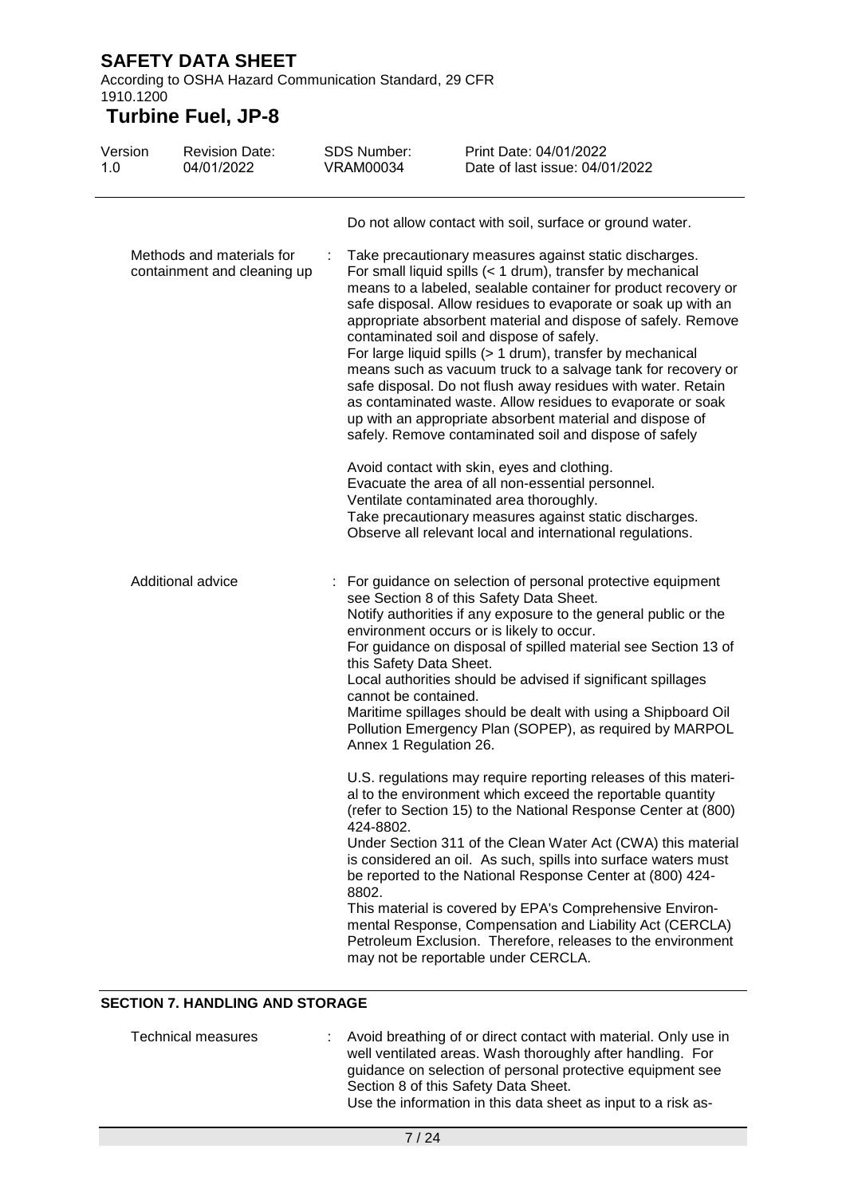Do not allow contact with soil, surface or ground water.

| | |
|---|---|
| Methods and materials for containment and cleaning up | Take precautionary measures against static discharges. For small liquid spills (< 1 drum), transfer by mechanical means to a labeled, sealable container for product recovery or safe disposal. Allow residues to evaporate or soak up with an appropriate absorbent material and dispose of safely. Remove contaminated soil and dispose of safely. For large liquid spills (> 1 drum), transfer by mechanical means such as vacuum truck to a salvage tank for recovery or safe disposal. Do not flush away residues with water. Retain as contaminated waste. Allow residues to evaporate or soak up with an appropriate absorbent material and dispose of safely. Remove contaminated soil and dispose of safely<br><br>Avoid contact with skin, eyes and clothing.<br>Evacuate the area of all non-essential personnel.<br>Ventilate contaminated area thoroughly.<br>Take precautionary measures against static discharges.<br>Observe all relevant local and international regulations. |
| Additional advice | For guidance on selection of personal protective equipment see Section 8 of this Safety Data Sheet.<br>Notify authorities if any exposure to the general public or the environment occurs or is likely to occur.<br>For guidance on disposal of spilled material see Section 13 of this Safety Data Sheet.<br>Local authorities should be advised if significant spillages cannot be contained.<br>Maritime spillages should be dealt with using a Shipboard Oil Pollution Emergency Plan (SOPEP), as required by MARPOL Annex 1 Regulation 26.<br><br>U.S. regulations may require reporting releases of this material to the environment which exceed the reportable quantity (refer to Section 15) to the National Response Center at (800) 424-8802.<br>Under Section 311 of the Clean Water Act (CWA) this material is considered an oil. As such, spills into surface waters must be reported to the National Response Center at (800) 424-8802.<br>This material is covered by EPA's Comprehensive Environmental Response, Compensation and Liability Act (CERCLA) Petroleum Exclusion. Therefore, releases to the environment may not be reportable under CERCLA. |

## SECTION 7. HANDLING AND STORAGE

| | |
|---|---|
| Technical measures | Avoid breathing of or direct contact with material. Only use in well ventilated areas. Wash thoroughly after handling. For guidance on selection of personal protective equipment see Section 8 of this Safety Data Sheet.<br>Use the information in this data sheet as input to a risk as- |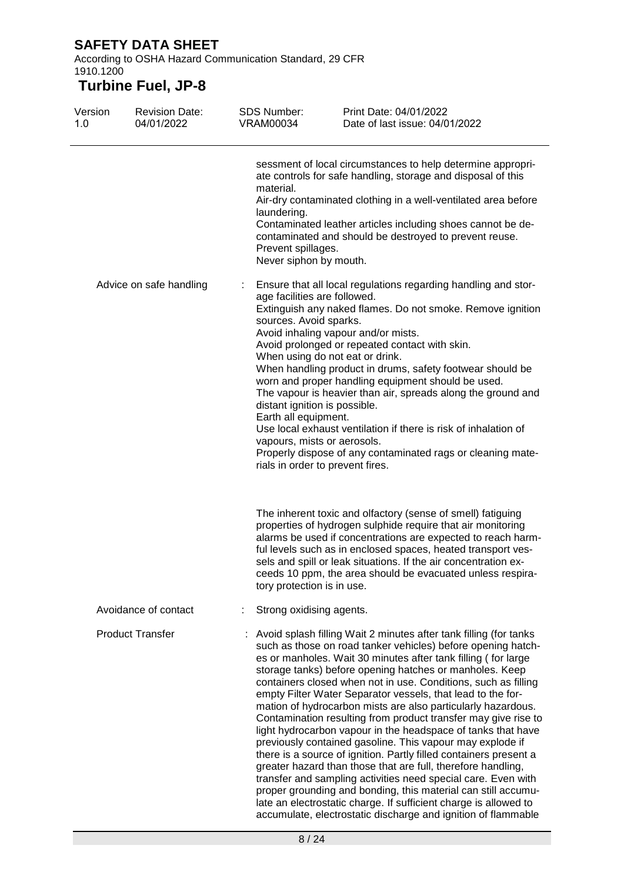sessment of local circumstances to help determine appropriate controls for safe handling, storage and disposal of this material.
Air-dry contaminated clothing in a well-ventilated area before laundering.
Contaminated leather articles including shoes cannot be decontaminated and should be destroyed to prevent reuse.
Prevent spillages.
Never siphon by mouth.

Advice on safe handling : Ensure that all local regulations regarding handling and storage facilities are followed.
Extinguish any naked flames. Do not smoke. Remove ignition sources. Avoid sparks.
Avoid inhaling vapour and/or mists.
Avoid prolonged or repeated contact with skin.
When using do not eat or drink.
When handling product in drums, safety footwear should be worn and proper handling equipment should be used.
The vapour is heavier than air, spreads along the ground and distant ignition is possible.
Earth all equipment.
Use local exhaust ventilation if there is risk of inhalation of vapours, mists or aerosols.
Properly dispose of any contaminated rags or cleaning materials in order to prevent fires.

The inherent toxic and olfactory (sense of smell) fatiguing properties of hydrogen sulphide require that air monitoring alarms be used if concentrations are expected to reach harmful levels such as in enclosed spaces, heated transport vessels and spill or leak situations. If the air concentration exceeds 10 ppm, the area should be evacuated unless respiratory protection is in use.

Avoidance of contact : Strong oxidising agents.

Product Transfer : Avoid splash filling Wait 2 minutes after tank filling (for tanks such as those on road tanker vehicles) before opening hatches or manholes. Wait 30 minutes after tank filling ( for large storage tanks) before opening hatches or manholes. Keep containers closed when not in use. Conditions, such as filling empty Filter Water Separator vessels, that lead to the formation of hydrocarbon mists are also particularly hazardous. Contamination resulting from product transfer may give rise to light hydrocarbon vapour in the headspace of tanks that have previously contained gasoline. This vapour may explode if there is a source of ignition. Partly filled containers present a greater hazard than those that are full, therefore handling, transfer and sampling activities need special care. Even with proper grounding and bonding, this material can still accumulate an electrostatic charge. If sufficient charge is allowed to accumulate, electrostatic discharge and ignition of flammable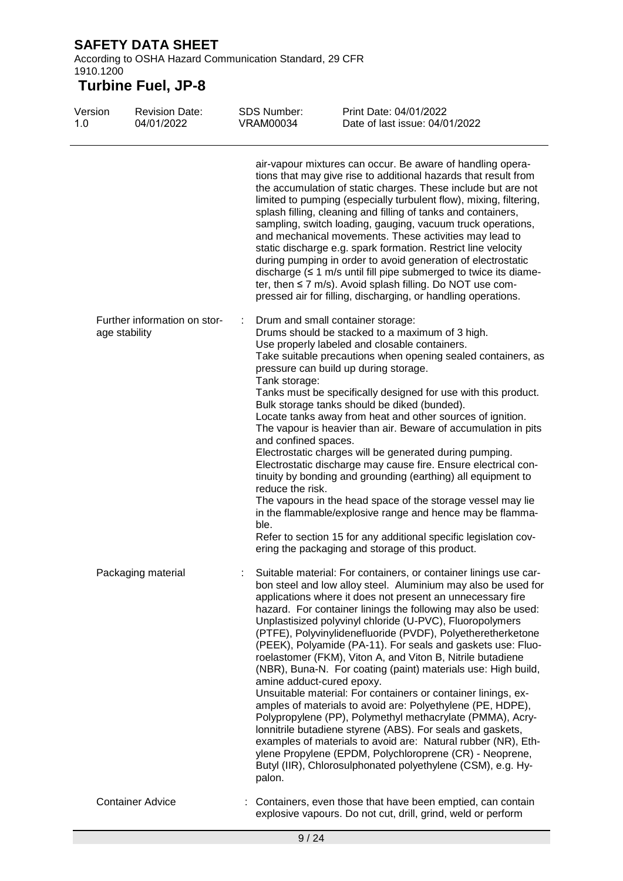air-vapour mixtures can occur. Be aware of handling operations that may give rise to additional hazards that result from the accumulation of static charges. These include but are not limited to pumping (especially turbulent flow), mixing, filtering, splash filling, cleaning and filling of tanks and containers, sampling, switch loading, gauging, vacuum truck operations, and mechanical movements. These activities may lead to static discharge e.g. spark formation. Restrict line velocity during pumping in order to avoid generation of electrostatic discharge (≤ 1 m/s until fill pipe submerged to twice its diameter, then ≤ 7 m/s). Avoid splash filling. Do NOT use compressed air for filling, discharging, or handling operations.

| | | |
|---|---|---|
| Further information on storage stability | : | Drum and small container storage:<br>Drums should be stacked to a maximum of 3 high.<br>Use properly labeled and closable containers.<br>Take suitable precautions when opening sealed containers, as pressure can build up during storage.<br>Tank storage:<br>Tanks must be specifically designed for use with this product.<br>Bulk storage tanks should be diked (bunded).<br>Locate tanks away from heat and other sources of ignition.<br>The vapour is heavier than air. Beware of accumulation in pits and confined spaces.<br>Electrostatic charges will be generated during pumping.<br>Electrostatic discharge may cause fire. Ensure electrical continuity by bonding and grounding (earthing) all equipment to reduce the risk.<br>The vapours in the head space of the storage vessel may lie in the flammable/explosive range and hence may be flammable.<br>Refer to section 15 for any additional specific legislation covering the packaging and storage of this product. |
| Packaging material | : | Suitable material: For containers, or container linings use carbon steel and low alloy steel. Aluminium may also be used for applications where it does not present an unnecessary fire hazard. For container linings the following may also be used: Unplastisized polyvinyl chloride (U-PVC), Fluoropolymers (PTFE), Polyvinylidenefluoride (PVDF), Polyetheretherketone (PEEK), Polyamide (PA-11). For seals and gaskets use: Fluoroelastomer (FKM), Viton A, and Viton B, Nitrile butadiene (NBR), Buna-N. For coating (paint) materials use: High build, amine adduct-cured epoxy.<br>Unsuitable material: For containers or container linings, examples of materials to avoid are: Polyethylene (PE, HDPE), Polypropylene (PP), Polymethyl methacrylate (PMMA), Acrylonnitrile butadiene styrene (ABS). For seals and gaskets, examples of materials to avoid are: Natural rubber (NR), Ethylene Propylene (EPDM, Polychloroprene (CR) - Neoprene, Butyl (IIR), Chlorosulphonated polyethylene (CSM), e.g. Hypalon. |
| Container Advice | : | Containers, even those that have been emptied, can contain explosive vapours. Do not cut, drill, grind, weld or perform |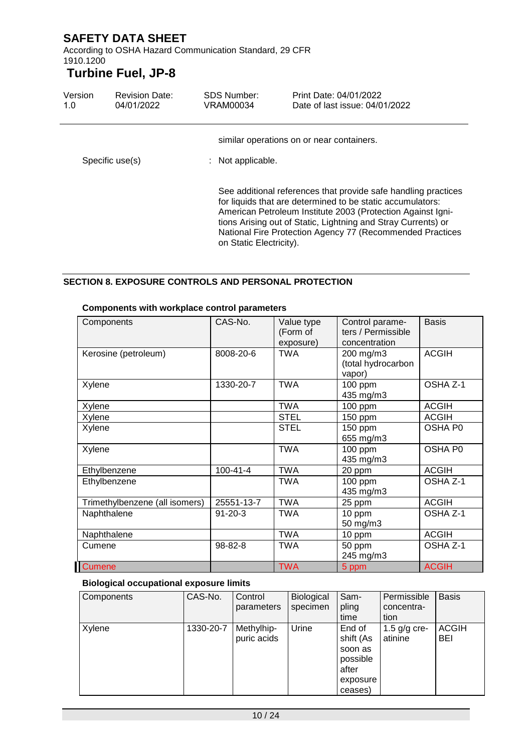similar operations on or near containers.

Specific use(s) : Not applicable.

See additional references that provide safe handling practices for liquids that are determined to be static accumulators: American Petroleum Institute 2003 (Protection Against Ignitions Arising out of Static, Lightning and Stray Currents) or National Fire Protection Agency 77 (Recommended Practices on Static Electricity).

## SECTION 8. EXPOSURE CONTROLS AND PERSONAL PROTECTION

**Components with workplace control parameters**

| Components | CAS-No. | Value type (Form of exposure) | Control parameters / Permissible concentration | Basis |
|---|---|---|---|---|
| Kerosine (petroleum) | 8008-20-6 | TWA | 200 mg/m3 (total hydrocarbon vapor) | ACGIH |
| Xylene | 1330-20-7 | TWA | 100 ppm<br>435 mg/m3 | OSHA Z-1 |
| Xylene | | TWA | 100 ppm | ACGIH |
| Xylene | | STEL | 150 ppm | ACGIH |
| Xylene | | STEL | 150 ppm<br>655 mg/m3 | OSHA P0 |
| Xylene | | TWA | 100 ppm<br>435 mg/m3 | OSHA P0 |
| Ethylbenzene | 100-41-4 | TWA | 20 ppm | ACGIH |
| Ethylbenzene | | TWA | 100 ppm<br>435 mg/m3 | OSHA Z-1 |
| Trimethylbenzene (all isomers) | 25551-13-7 | TWA | 25 ppm | ACGIH |
| Naphthalene | 91-20-3 | TWA | 10 ppm<br>50 mg/m3 | OSHA Z-1 |
| Naphthalene | | TWA | 10 ppm | ACGIH |
| Cumene | 98-82-8 | TWA | 50 ppm<br>245 mg/m3 | OSHA Z-1 |
| Cumene | | TWA | 5 ppm | ACGIH |

**Biological occupational exposure limits**

| Components | CAS-No. | Control parameters | Biological specimen | Sampling time | Permissible concentration | Basis |
|---|---|---|---|---|---|---|
| Xylene | 1330-20-7 | Methylhippuric acids | Urine | End of shift (As soon as possible after exposure ceases) | 1.5 g/g creatinine | ACGIH BEI |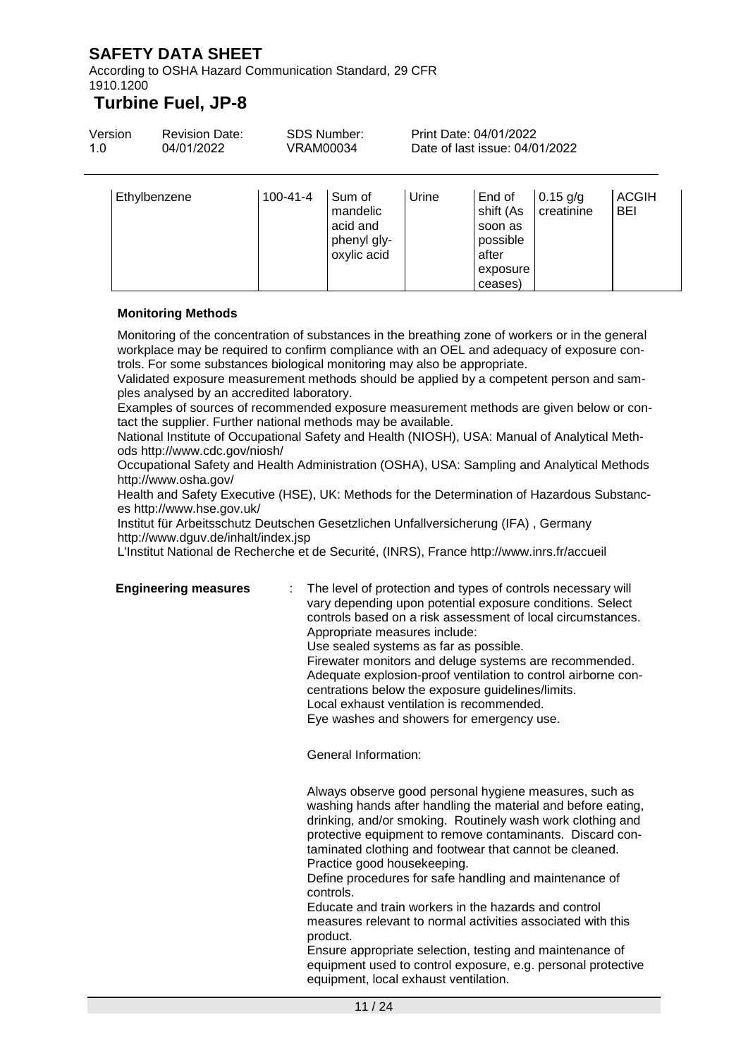| Ethylbenzene | 100-41-4 | Sum of mandelic acid and phenyl glyoxylic acid | Urine | End of shift (As soon as possible after exposure ceases) | 0.15 g/g creatinine | ACGIH BEI |
|---|---|---|---|---|---|---|

**Monitoring Methods**

Monitoring of the concentration of substances in the breathing zone of workers or in the general workplace may be required to confirm compliance with an OEL and adequacy of exposure controls. For some substances biological monitoring may also be appropriate.
Validated exposure measurement methods should be applied by a competent person and samples analysed by an accredited laboratory.
Examples of sources of recommended exposure measurement methods are given below or contact the supplier. Further national methods may be available.
National Institute of Occupational Safety and Health (NIOSH), USA: Manual of Analytical Methods http://www.cdc.gov/niosh/
Occupational Safety and Health Administration (OSHA), USA: Sampling and Analytical Methods http://www.osha.gov/
Health and Safety Executive (HSE), UK: Methods for the Determination of Hazardous Substances http://www.hse.gov.uk/
Institut für Arbeitsschutz Deutschen Gesetzlichen Unfallversicherung (IFA) , Germany http://www.dguv.de/inhalt/index.jsp
L'Institut National de Recherche et de Securité, (INRS), France http://www.inrs.fr/accueil

**Engineering measures** : The level of protection and types of controls necessary will vary depending upon potential exposure conditions. Select controls based on a risk assessment of local circumstances.
Appropriate measures include:
Use sealed systems as far as possible.
Firewater monitors and deluge systems are recommended.
Adequate explosion-proof ventilation to control airborne concentrations below the exposure guidelines/limits.
Local exhaust ventilation is recommended.
Eye washes and showers for emergency use.

General Information:

Always observe good personal hygiene measures, such as washing hands after handling the material and before eating, drinking, and/or smoking. Routinely wash work clothing and protective equipment to remove contaminants. Discard contaminated clothing and footwear that cannot be cleaned.
Practice good housekeeping.
Define procedures for safe handling and maintenance of controls.
Educate and train workers in the hazards and control measures relevant to normal activities associated with this product.
Ensure appropriate selection, testing and maintenance of equipment used to control exposure, e.g. personal protective equipment, local exhaust ventilation.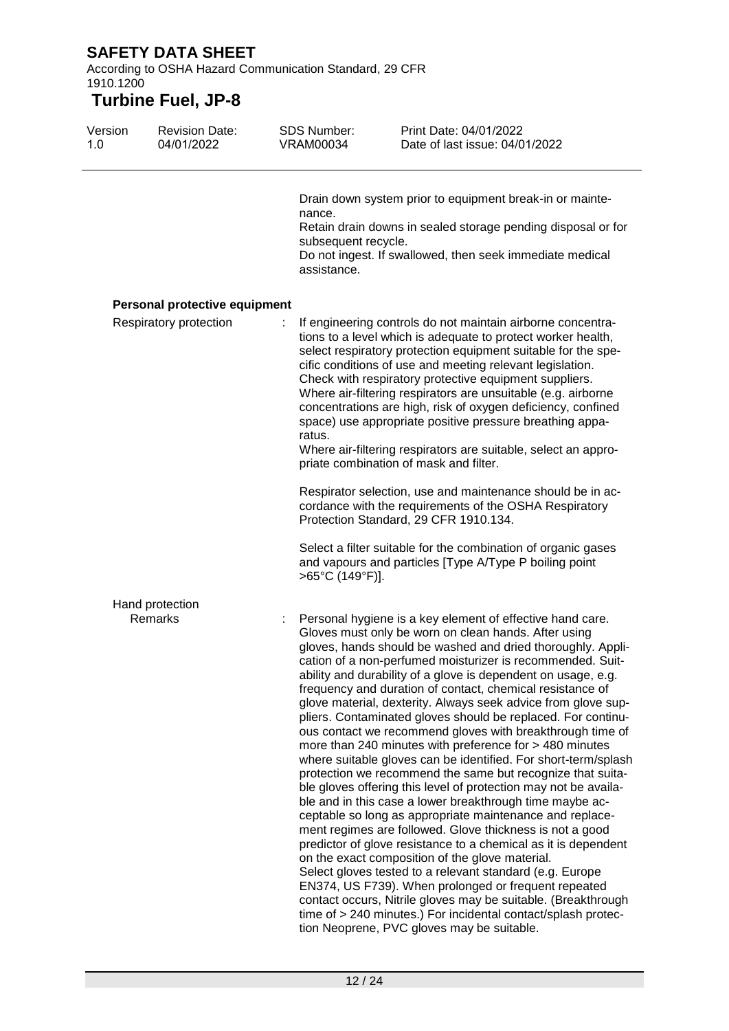Drain down system prior to equipment break-in or maintenance.
Retain drain downs in sealed storage pending disposal or for subsequent recycle.
Do not ingest. If swallowed, then seek immediate medical assistance.

**Personal protective equipment**

Respiratory protection : If engineering controls do not maintain airborne concentrations to a level which is adequate to protect worker health, select respiratory protection equipment suitable for the specific conditions of use and meeting relevant legislation.
Check with respiratory protective equipment suppliers.
Where air-filtering respirators are unsuitable (e.g. airborne concentrations are high, risk of oxygen deficiency, confined space) use appropriate positive pressure breathing apparatus.
Where air-filtering respirators are suitable, select an appropriate combination of mask and filter.

Respirator selection, use and maintenance should be in accordance with the requirements of the OSHA Respiratory Protection Standard, 29 CFR 1910.134.

Select a filter suitable for the combination of organic gases and vapours and particles [Type A/Type P boiling point >65°C (149°F)].

Hand protection

Remarks : Personal hygiene is a key element of effective hand care. Gloves must only be worn on clean hands. After using gloves, hands should be washed and dried thoroughly. Application of a non-perfumed moisturizer is recommended. Suitability and durability of a glove is dependent on usage, e.g. frequency and duration of contact, chemical resistance of glove material, dexterity. Always seek advice from glove suppliers. Contaminated gloves should be replaced. For continuous contact we recommend gloves with breakthrough time of more than 240 minutes with preference for > 480 minutes where suitable gloves can be identified. For short-term/splash protection we recommend the same but recognize that suitable gloves offering this level of protection may not be available and in this case a lower breakthrough time maybe acceptable so long as appropriate maintenance and replacement regimes are followed. Glove thickness is not a good predictor of glove resistance to a chemical as it is dependent on the exact composition of the glove material.
Select gloves tested to a relevant standard (e.g. Europe EN374, US F739). When prolonged or frequent repeated contact occurs, Nitrile gloves may be suitable. (Breakthrough time of > 240 minutes.) For incidental contact/splash protection Neoprene, PVC gloves may be suitable.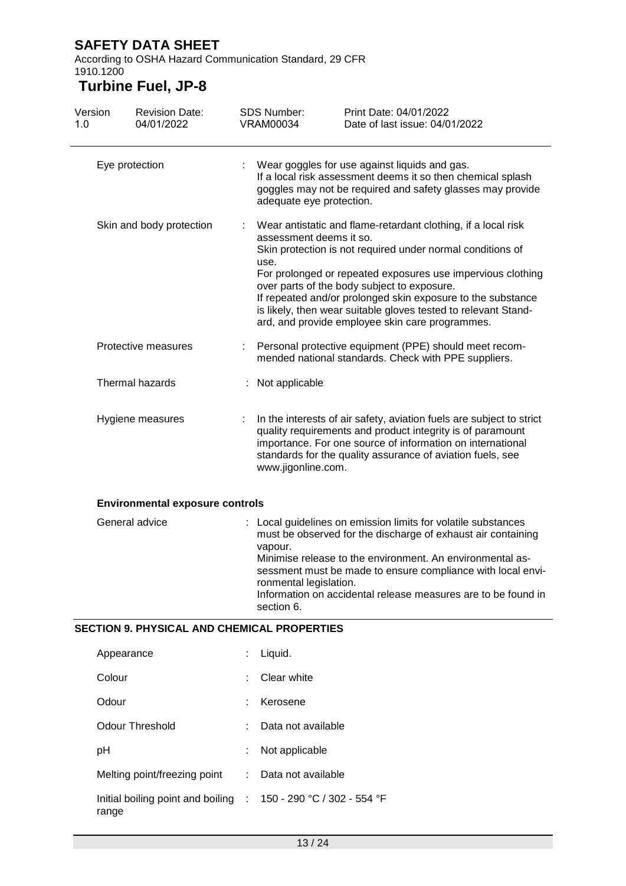| Eye protection | : | Wear goggles for use against liquids and gas. If a local risk assessment deems it so then chemical splash goggles may not be required and safety glasses may provide adequate eye protection. |
|---|---|---|
| Skin and body protection | : | Wear antistatic and flame-retardant clothing, if a local risk assessment deems it so. Skin protection is not required under normal conditions of use. For prolonged or repeated exposures use impervious clothing over parts of the body subject to exposure. If repeated and/or prolonged skin exposure to the substance is likely, then wear suitable gloves tested to relevant Standard, and provide employee skin care programmes. |
| Protective measures | : | Personal protective equipment (PPE) should meet recommended national standards. Check with PPE suppliers. |
| Thermal hazards | : | Not applicable |
| Hygiene measures | : | In the interests of air safety, aviation fuels are subject to strict quality requirements and product integrity is of paramount importance. For one source of information on international standards for the quality assurance of aviation fuels, see www.jigonline.com. |

**Environmental exposure controls**

| General advice | : | Local guidelines on emission limits for volatile substances must be observed for the discharge of exhaust air containing vapour. Minimise release to the environment. An environmental assessment must be made to ensure compliance with local environmental legislation. Information on accidental release measures are to be found in section 6. |
|---|---|---|

## SECTION 9. PHYSICAL AND CHEMICAL PROPERTIES

| Appearance | : | Liquid. |
|---|---|---|
| Colour | : | Clear white |
| Odour | : | Kerosene |
| Odour Threshold | : | Data not available |
| pH | : | Not applicable |
| Melting point/freezing point | : | Data not available |
| Initial boiling point and boiling range | : | 150 - 290 °C / 302 - 554 °F |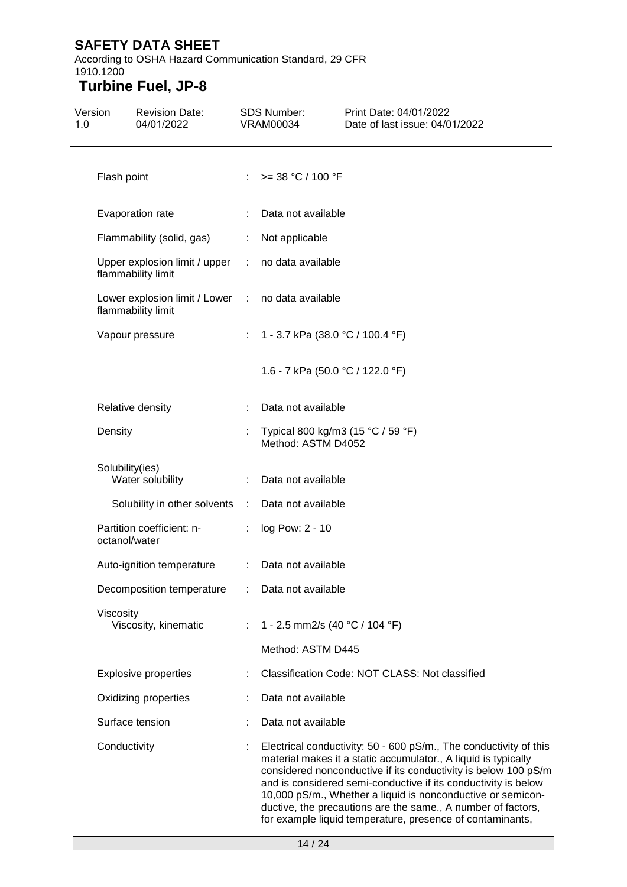| Property | | Value |
|---|---|---|
| Flash point | : | >= 38 °C / 100 °F |
| Evaporation rate | : | Data not available |
| Flammability (solid, gas) | : | Not applicable |
| Upper explosion limit / upper flammability limit | : | no data available |
| Lower explosion limit / Lower flammability limit | : | no data available |
| Vapour pressure | : | 1 - 3.7 kPa (38.0 °C / 100.4 °F)<br><br>1.6 - 7 kPa (50.0 °C / 122.0 °F) |
| Relative density | : | Data not available |
| Density | : | Typical 800 kg/m3 (15 °C / 59 °F)<br>Method: ASTM D4052 |
| Solubility(ies)<br>Water solubility | : | Data not available |
| Solubility in other solvents | : | Data not available |
| Partition coefficient: n-octanol/water | : | log Pow: 2 - 10 |
| Auto-ignition temperature | : | Data not available |
| Decomposition temperature | : | Data not available |
| Viscosity<br>Viscosity, kinematic | : | 1 - 2.5 mm2/s (40 °C / 104 °F)<br><br>Method: ASTM D445 |
| Explosive properties | : | Classification Code: NOT CLASS: Not classified |
| Oxidizing properties | : | Data not available |
| Surface tension | : | Data not available |
| Conductivity | : | Electrical conductivity: 50 - 600 pS/m., The conductivity of this material makes it a static accumulator., A liquid is typically considered nonconductive if its conductivity is below 100 pS/m and is considered semi-conductive if its conductivity is below 10,000 pS/m., Whether a liquid is nonconductive or semiconductive, the precautions are the same., A number of factors, for example liquid temperature, presence of contaminants, |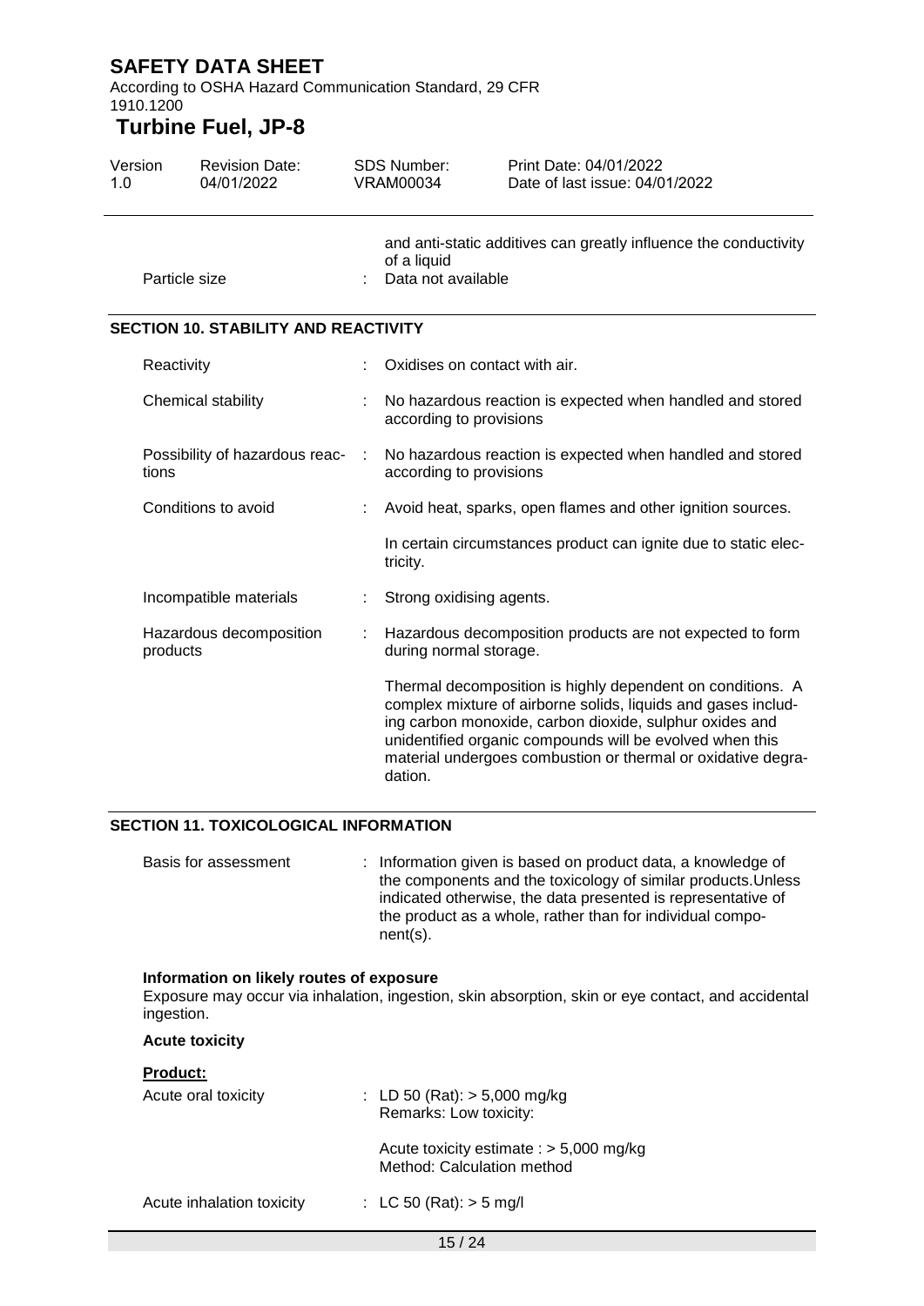and anti-static additives can greatly influence the conductivity of a liquid

Particle size : Data not available

## SECTION 10. STABILITY AND REACTIVITY

| | | |
|---|---|---|
| Reactivity | : | Oxidises on contact with air. |
| Chemical stability | : | No hazardous reaction is expected when handled and stored according to provisions |
| Possibility of hazardous reactions | : | No hazardous reaction is expected when handled and stored according to provisions |
| Conditions to avoid | : | Avoid heat, sparks, open flames and other ignition sources.<br><br>In certain circumstances product can ignite due to static electricity. |
| Incompatible materials | : | Strong oxidising agents. |
| Hazardous decomposition products | : | Hazardous decomposition products are not expected to form during normal storage.<br><br>Thermal decomposition is highly dependent on conditions. A complex mixture of airborne solids, liquids and gases including carbon monoxide, carbon dioxide, sulphur oxides and unidentified organic compounds will be evolved when this material undergoes combustion or thermal or oxidative degradation. |

## SECTION 11. TOXICOLOGICAL INFORMATION

Basis for assessment : Information given is based on product data, a knowledge of the components and the toxicology of similar products.Unless indicated otherwise, the data presented is representative of the product as a whole, rather than for individual component(s).

**Information on likely routes of exposure**

Exposure may occur via inhalation, ingestion, skin absorption, skin or eye contact, and accidental ingestion.

**Acute toxicity**

**Product:**

Acute oral toxicity : LD 50 (Rat): > 5,000 mg/kg
Remarks: Low toxicity:

Acute toxicity estimate : > 5,000 mg/kg
Method: Calculation method

Acute inhalation toxicity : LC 50 (Rat): > 5 mg/l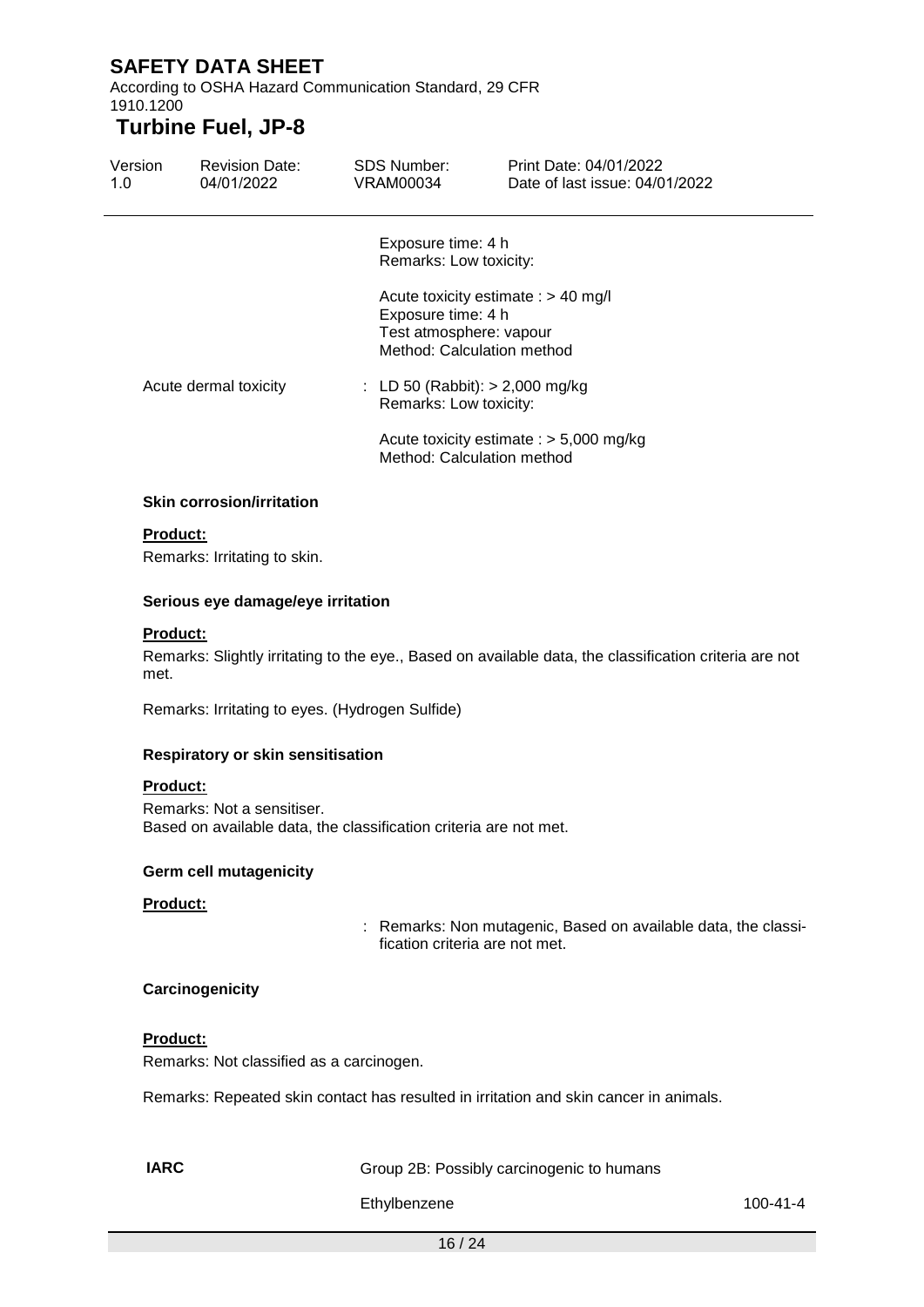Exposure time: 4 h
Remarks: Low toxicity:

Acute toxicity estimate : > 40 mg/l
Exposure time: 4 h
Test atmosphere: vapour
Method: Calculation method

Acute dermal toxicity : LD 50 (Rabbit): > 2,000 mg/kg
Remarks: Low toxicity:

Acute toxicity estimate : > 5,000 mg/kg
Method: Calculation method

**Skin corrosion/irritation**

**Product:**

Remarks: Irritating to skin.

**Serious eye damage/eye irritation**

**Product:**

Remarks: Slightly irritating to the eye., Based on available data, the classification criteria are not met.

Remarks: Irritating to eyes. (Hydrogen Sulfide)

**Respiratory or skin sensitisation**

**Product:**

Remarks: Not a sensitiser.
Based on available data, the classification criteria are not met.

**Germ cell mutagenicity**

**Product:**

: Remarks: Non mutagenic, Based on available data, the classification criteria are not met.

**Carcinogenicity**

**Product:**

Remarks: Not classified as a carcinogen.

Remarks: Repeated skin contact has resulted in irritation and skin cancer in animals.

| | | |
|---|---|---|
| **IARC** | Group 2B: Possibly carcinogenic to humans | |
| | Ethylbenzene | 100-41-4 |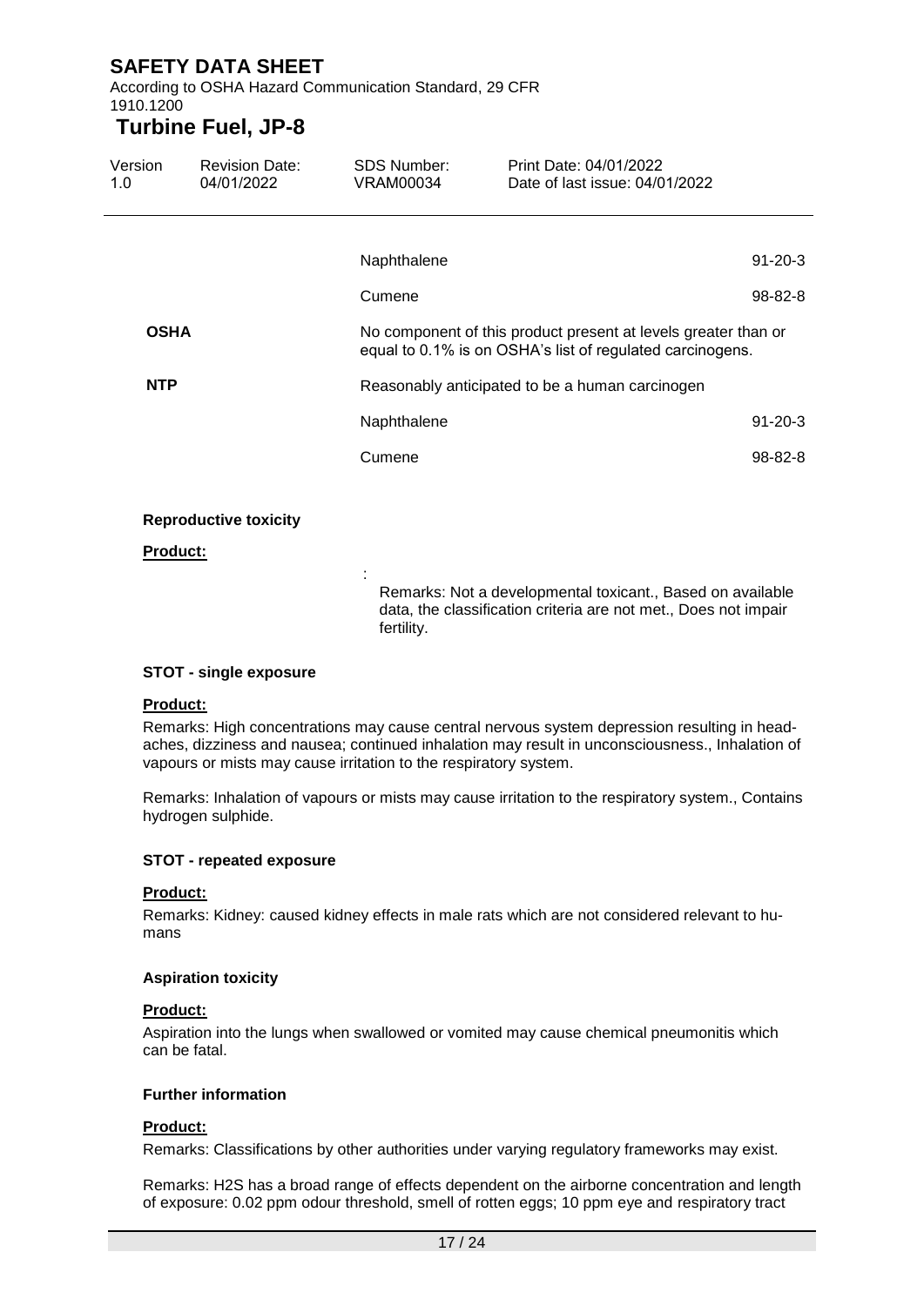| | | |
|---|---|---|
| | Naphthalene | 91-20-3 |
| | Cumene | 98-82-8 |
| **OSHA** | No component of this product present at levels greater than or equal to 0.1% is on OSHA's list of regulated carcinogens. | |
| **NTP** | Reasonably anticipated to be a human carcinogen | |
| | Naphthalene | 91-20-3 |
| | Cumene | 98-82-8 |

**Reproductive toxicity**

**Product:**

: Remarks: Not a developmental toxicant., Based on available data, the classification criteria are not met., Does not impair fertility.

**STOT - single exposure**

**Product:**

Remarks: High concentrations may cause central nervous system depression resulting in headaches, dizziness and nausea; continued inhalation may result in unconsciousness., Inhalation of vapours or mists may cause irritation to the respiratory system.

Remarks: Inhalation of vapours or mists may cause irritation to the respiratory system., Contains hydrogen sulphide.

**STOT - repeated exposure**

**Product:**

Remarks: Kidney: caused kidney effects in male rats which are not considered relevant to humans

**Aspiration toxicity**

**Product:**

Aspiration into the lungs when swallowed or vomited may cause chemical pneumonitis which can be fatal.

**Further information**

**Product:**

Remarks: Classifications by other authorities under varying regulatory frameworks may exist.

Remarks: H2S has a broad range of effects dependent on the airborne concentration and length of exposure: 0.02 ppm odour threshold, smell of rotten eggs; 10 ppm eye and respiratory tract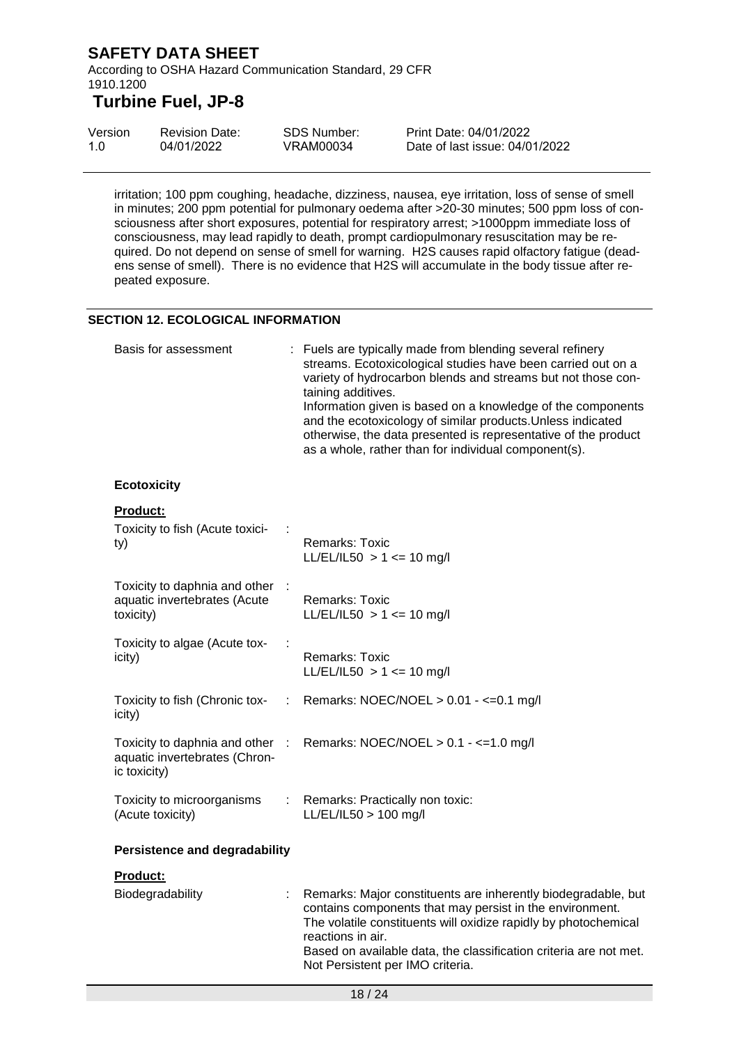irritation; 100 ppm coughing, headache, dizziness, nausea, eye irritation, loss of sense of smell in minutes; 200 ppm potential for pulmonary oedema after >20-30 minutes; 500 ppm loss of consciousness after short exposures, potential for respiratory arrest; >1000ppm immediate loss of consciousness, may lead rapidly to death, prompt cardiopulmonary resuscitation may be required. Do not depend on sense of smell for warning. H2S causes rapid olfactory fatigue (deadens sense of smell). There is no evidence that H2S will accumulate in the body tissue after repeated exposure.

## SECTION 12. ECOLOGICAL INFORMATION

Basis for assessment : Fuels are typically made from blending several refinery streams. Ecotoxicological studies have been carried out on a variety of hydrocarbon blends and streams but not those containing additives.
Information given is based on a knowledge of the components and the ecotoxicology of similar products.Unless indicated otherwise, the data presented is representative of the product as a whole, rather than for individual component(s).

### Ecotoxicity

**Product:**

| | |
|---|---|
| Toxicity to fish (Acute toxicity) : | Remarks: Toxic<br>LL/EL/IL50 > 1 <= 10 mg/l |
| Toxicity to daphnia and other aquatic invertebrates (Acute toxicity) : | Remarks: Toxic<br>LL/EL/IL50 > 1 <= 10 mg/l |
| Toxicity to algae (Acute toxicity) : | Remarks: Toxic<br>LL/EL/IL50 > 1 <= 10 mg/l |
| Toxicity to fish (Chronic toxicity) : | Remarks: NOEC/NOEL > 0.01 - <=0.1 mg/l |
| Toxicity to daphnia and other aquatic invertebrates (Chronic toxicity) : | Remarks: NOEC/NOEL > 0.1 - <=1.0 mg/l |
| Toxicity to microorganisms (Acute toxicity) : | Remarks: Practically non toxic:<br>LL/EL/IL50 > 100 mg/l |

### Persistence and degradability

**Product:**

Biodegradability : Remarks: Major constituents are inherently biodegradable, but contains components that may persist in the environment.
The volatile constituents will oxidize rapidly by photochemical reactions in air.
Based on available data, the classification criteria are not met.
Not Persistent per IMO criteria.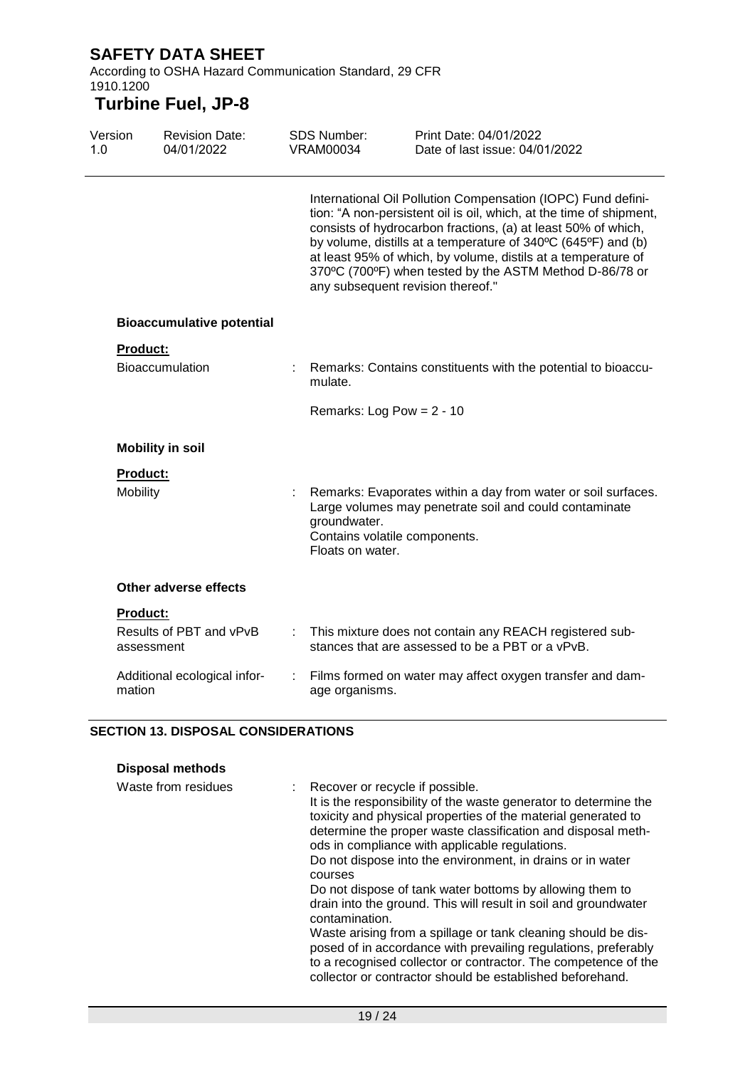International Oil Pollution Compensation (IOPC) Fund definition: "A non-persistent oil is oil, which, at the time of shipment, consists of hydrocarbon fractions, (a) at least 50% of which, by volume, distills at a temperature of 340ºC (645ºF) and (b) at least 95% of which, by volume, distils at a temperature of 370ºC (700ºF) when tested by the ASTM Method D-86/78 or any subsequent revision thereof."

**Bioaccumulative potential**

**Product:**

Bioaccumulation : Remarks: Contains constituents with the potential to bioaccumulate.

Remarks: Log Pow = 2 - 10

**Mobility in soil**

**Product:**

Mobility : Remarks: Evaporates within a day from water or soil surfaces. Large volumes may penetrate soil and could contaminate groundwater.
Contains volatile components.
Floats on water.

**Other adverse effects**

**Product:**

Results of PBT and vPvB assessment : This mixture does not contain any REACH registered substances that are assessed to be a PBT or a vPvB.

Additional ecological information : Films formed on water may affect oxygen transfer and damage organisms.

## SECTION 13. DISPOSAL CONSIDERATIONS

**Disposal methods**

Waste from residues : Recover or recycle if possible.
It is the responsibility of the waste generator to determine the toxicity and physical properties of the material generated to determine the proper waste classification and disposal methods in compliance with applicable regulations.
Do not dispose into the environment, in drains or in water courses
Do not dispose of tank water bottoms by allowing them to drain into the ground. This will result in soil and groundwater contamination.
Waste arising from a spillage or tank cleaning should be disposed of in accordance with prevailing regulations, preferably to a recognised collector or contractor. The competence of the collector or contractor should be established beforehand.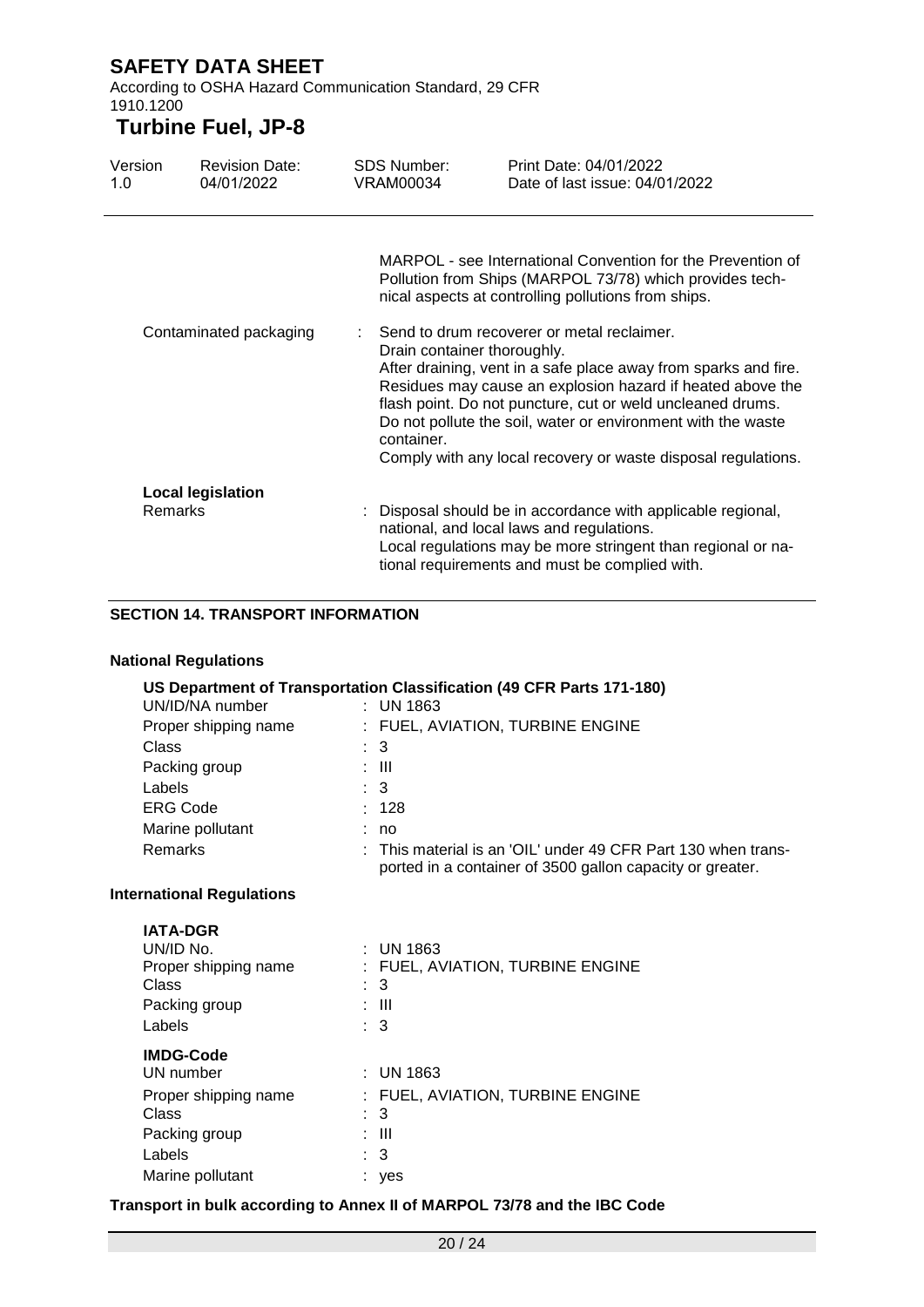MARPOL - see International Convention for the Prevention of Pollution from Ships (MARPOL 73/78) which provides technical aspects at controlling pollutions from ships.

Contaminated packaging : Send to drum recoverer or metal reclaimer.
Drain container thoroughly.
After draining, vent in a safe place away from sparks and fire.
Residues may cause an explosion hazard if heated above the flash point. Do not puncture, cut or weld uncleaned drums.
Do not pollute the soil, water or environment with the waste container.
Comply with any local recovery or waste disposal regulations.

**Local legislation**

Remarks : Disposal should be in accordance with applicable regional, national, and local laws and regulations.
Local regulations may be more stringent than regional or national requirements and must be complied with.

## SECTION 14. TRANSPORT INFORMATION

### National Regulations

**US Department of Transportation Classification (49 CFR Parts 171-180)**

| | |
|---|---|
| UN/ID/NA number | : UN 1863 |
| Proper shipping name | : FUEL, AVIATION, TURBINE ENGINE |
| Class | : 3 |
| Packing group | : III |
| Labels | : 3 |
| ERG Code | : 128 |
| Marine pollutant | : no |
| Remarks | : This material is an 'OIL' under 49 CFR Part 130 when transported in a container of 3500 gallon capacity or greater. |

### International Regulations

**IATA-DGR**

| | |
|---|---|
| UN/ID No. | : UN 1863 |
| Proper shipping name | : FUEL, AVIATION, TURBINE ENGINE |
| Class | : 3 |
| Packing group | : III |
| Labels | : 3 |

**IMDG-Code**

| | |
|---|---|
| UN number | : UN 1863 |
| Proper shipping name | : FUEL, AVIATION, TURBINE ENGINE |
| Class | : 3 |
| Packing group | : III |
| Labels | : 3 |
| Marine pollutant | : yes |

**Transport in bulk according to Annex II of MARPOL 73/78 and the IBC Code**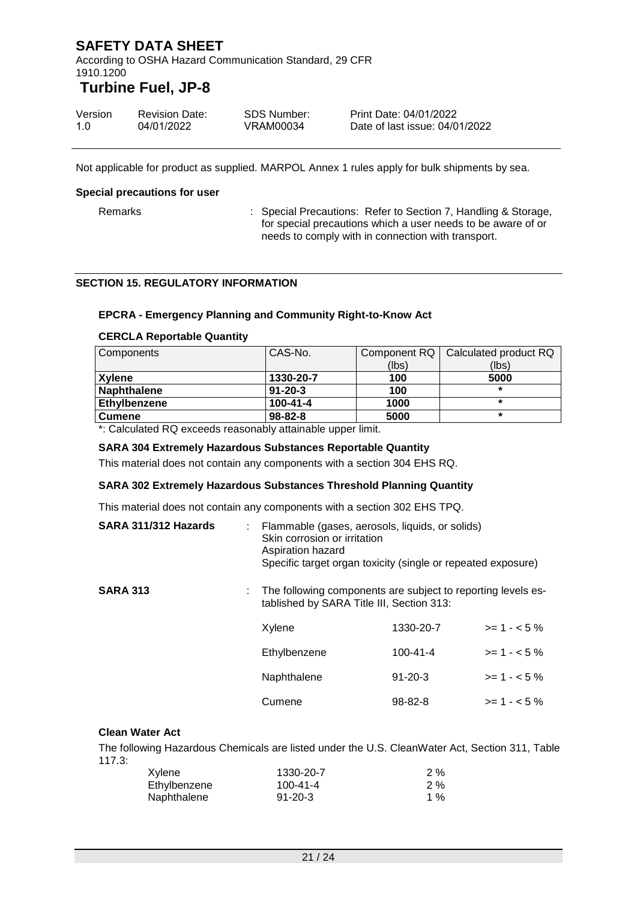Not applicable for product as supplied. MARPOL Annex 1 rules apply for bulk shipments by sea.

**Special precautions for user**

Remarks : Special Precautions: Refer to Section 7, Handling & Storage, for special precautions which a user needs to be aware of or needs to comply with in connection with transport.

## SECTION 15. REGULATORY INFORMATION

**EPCRA - Emergency Planning and Community Right-to-Know Act**

**CERCLA Reportable Quantity**

| Components | CAS-No. | Component RQ (lbs) | Calculated product RQ (lbs) |
|---|---|---|---|
| **Xylene** | **1330-20-7** | **100** | **5000** |
| **Naphthalene** | **91-20-3** | **100** | * |
| **Ethylbenzene** | **100-41-4** | **1000** | * |
| **Cumene** | **98-82-8** | **5000** | * |

*: Calculated RQ exceeds reasonably attainable upper limit.

**SARA 304 Extremely Hazardous Substances Reportable Quantity**

This material does not contain any components with a section 304 EHS RQ.

**SARA 302 Extremely Hazardous Substances Threshold Planning Quantity**

This material does not contain any components with a section 302 EHS TPQ.

**SARA 311/312 Hazards** : Flammable (gases, aerosols, liquids, or solids)
Skin corrosion or irritation
Aspiration hazard
Specific target organ toxicity (single or repeated exposure)

**SARA 313** : The following components are subject to reporting levels established by SARA Title III, Section 313:

| | | |
|---|---|---|
| Xylene | 1330-20-7 | >= 1 - < 5 % |
| Ethylbenzene | 100-41-4 | >= 1 - < 5 % |
| Naphthalene | 91-20-3 | >= 1 - < 5 % |
| Cumene | 98-82-8 | >= 1 - < 5 % |

**Clean Water Act**

The following Hazardous Chemicals are listed under the U.S. CleanWater Act, Section 311, Table 117.3:

| | | |
|---|---|---|
| Xylene | 1330-20-7 | 2 % |
| Ethylbenzene | 100-41-4 | 2 % |
| Naphthalene | 91-20-3 | 1 % |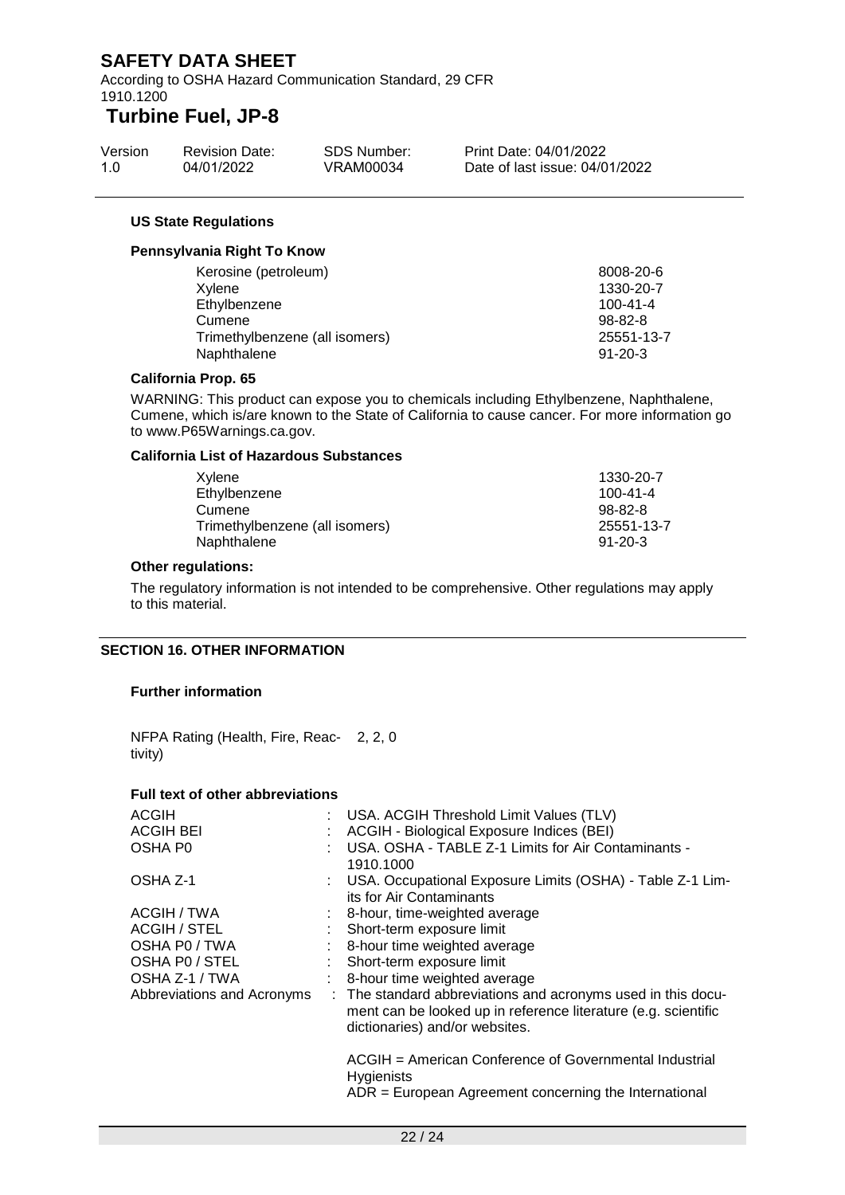**US State Regulations**

**Pennsylvania Right To Know**

| | |
|---|---|
| Kerosine (petroleum) | 8008-20-6 |
| Xylene | 1330-20-7 |
| Ethylbenzene | 100-41-4 |
| Cumene | 98-82-8 |
| Trimethylbenzene (all isomers) | 25551-13-7 |
| Naphthalene | 91-20-3 |

**California Prop. 65**

WARNING: This product can expose you to chemicals including Ethylbenzene, Naphthalene, Cumene, which is/are known to the State of California to cause cancer. For more information go to www.P65Warnings.ca.gov.

**California List of Hazardous Substances**

| | |
|---|---|
| Xylene | 1330-20-7 |
| Ethylbenzene | 100-41-4 |
| Cumene | 98-82-8 |
| Trimethylbenzene (all isomers) | 25551-13-7 |
| Naphthalene | 91-20-3 |

**Other regulations:**

The regulatory information is not intended to be comprehensive. Other regulations may apply to this material.

## SECTION 16. OTHER INFORMATION

**Further information**

NFPA Rating (Health, Fire, Reactivity) 2, 2, 0

**Full text of other abbreviations**

| | | |
|---|---|---|
| ACGIH | : | USA. ACGIH Threshold Limit Values (TLV) |
| ACGIH BEI | : | ACGIH - Biological Exposure Indices (BEI) |
| OSHA P0 | : | USA. OSHA - TABLE Z-1 Limits for Air Contaminants - 1910.1000 |
| OSHA Z-1 | : | USA. Occupational Exposure Limits (OSHA) - Table Z-1 Limits for Air Contaminants |
| ACGIH / TWA | : | 8-hour, time-weighted average |
| ACGIH / STEL | : | Short-term exposure limit |
| OSHA P0 / TWA | : | 8-hour time weighted average |
| OSHA P0 / STEL | : | Short-term exposure limit |
| OSHA Z-1 / TWA | : | 8-hour time weighted average |
| Abbreviations and Acronyms | : | The standard abbreviations and acronyms used in this document can be looked up in reference literature (e.g. scientific dictionaries) and/or websites. |

ACGIH = American Conference of Governmental Industrial Hygienists
ADR = European Agreement concerning the International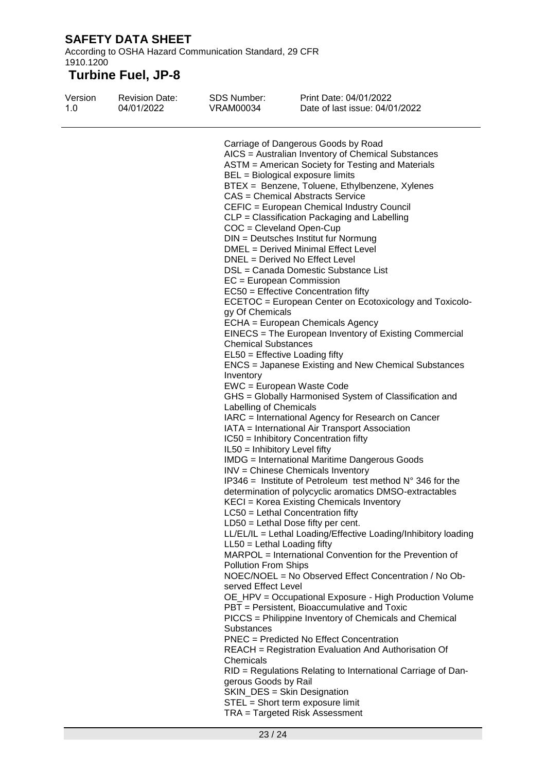Carriage of Dangerous Goods by Road
AICS = Australian Inventory of Chemical Substances
ASTM = American Society for Testing and Materials
BEL = Biological exposure limits
BTEX = Benzene, Toluene, Ethylbenzene, Xylenes
CAS = Chemical Abstracts Service
CEFIC = European Chemical Industry Council
CLP = Classification Packaging and Labelling
COC = Cleveland Open-Cup
DIN = Deutsches Institut fur Normung
DMEL = Derived Minimal Effect Level
DNEL = Derived No Effect Level
DSL = Canada Domestic Substance List
EC = European Commission
EC50 = Effective Concentration fifty
ECETOC = European Center on Ecotoxicology and Toxicology Of Chemicals
ECHA = European Chemicals Agency
EINECS = The European Inventory of Existing Commercial Chemical Substances
EL50 = Effective Loading fifty
ENCS = Japanese Existing and New Chemical Substances Inventory
EWC = European Waste Code
GHS = Globally Harmonised System of Classification and Labelling of Chemicals
IARC = International Agency for Research on Cancer
IATA = International Air Transport Association
IC50 = Inhibitory Concentration fifty
IL50 = Inhibitory Level fifty
IMDG = International Maritime Dangerous Goods
INV = Chinese Chemicals Inventory
IP346 = Institute of Petroleum test method N° 346 for the determination of polycyclic aromatics DMSO-extractables
KECI = Korea Existing Chemicals Inventory
LC50 = Lethal Concentration fifty
LD50 = Lethal Dose fifty per cent.
LL/EL/IL = Lethal Loading/Effective Loading/Inhibitory loading
LL50 = Lethal Loading fifty
MARPOL = International Convention for the Prevention of Pollution From Ships
NOEC/NOEL = No Observed Effect Concentration / No Observed Effect Level
OE_HPV = Occupational Exposure - High Production Volume
PBT = Persistent, Bioaccumulative and Toxic
PICCS = Philippine Inventory of Chemicals and Chemical Substances
PNEC = Predicted No Effect Concentration
REACH = Registration Evaluation And Authorisation Of Chemicals
RID = Regulations Relating to International Carriage of Dangerous Goods by Rail
SKIN_DES = Skin Designation
STEL = Short term exposure limit
TRA = Targeted Risk Assessment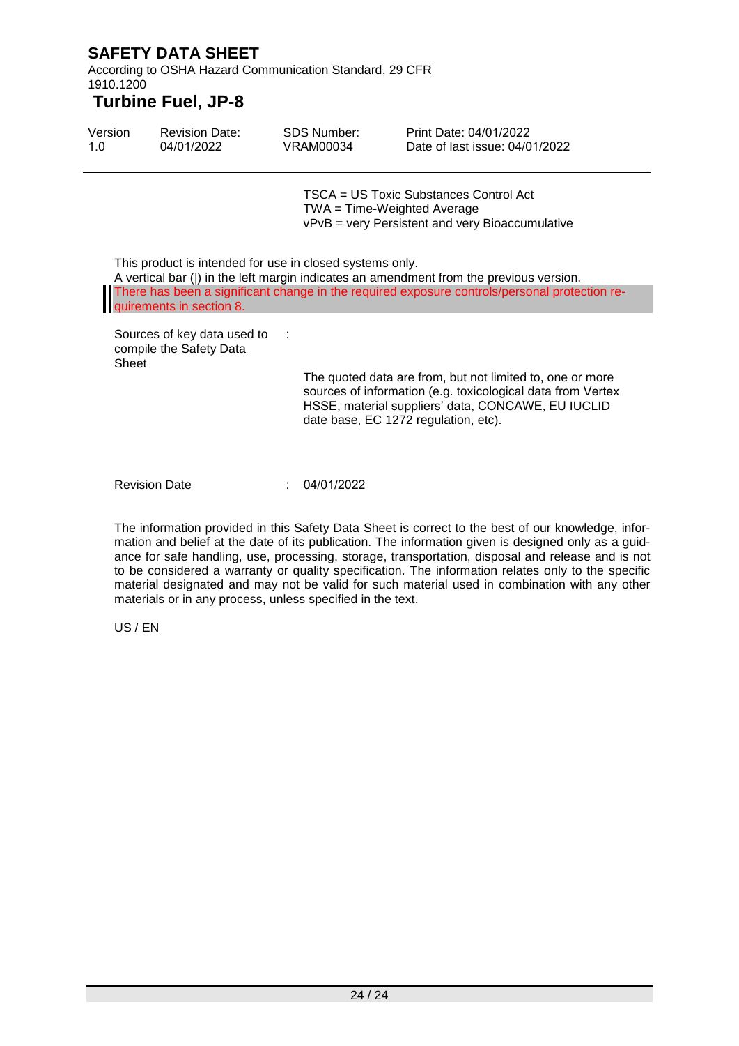TSCA = US Toxic Substances Control Act
TWA = Time-Weighted Average
vPvB = very Persistent and very Bioaccumulative

This product is intended for use in closed systems only.
A vertical bar (|) in the left margin indicates an amendment from the previous version.
There has been a significant change in the required exposure controls/personal protection requirements in section 8.

| | | |
|---|---|---|
| Sources of key data used to compile the Safety Data Sheet | : | The quoted data are from, but not limited to, one or more sources of information (e.g. toxicological data from Vertex HSSE, material suppliers' data, CONCAWE, EU IUCLID date base, EC 1272 regulation, etc). |
| Revision Date | : | 04/01/2022 |

The information provided in this Safety Data Sheet is correct to the best of our knowledge, information and belief at the date of its publication. The information given is designed only as a guidance for safe handling, use, processing, storage, transportation, disposal and release and is not to be considered a warranty or quality specification. The information relates only to the specific material designated and may not be valid for such material used in combination with any other materials or in any process, unless specified in the text.

US / EN